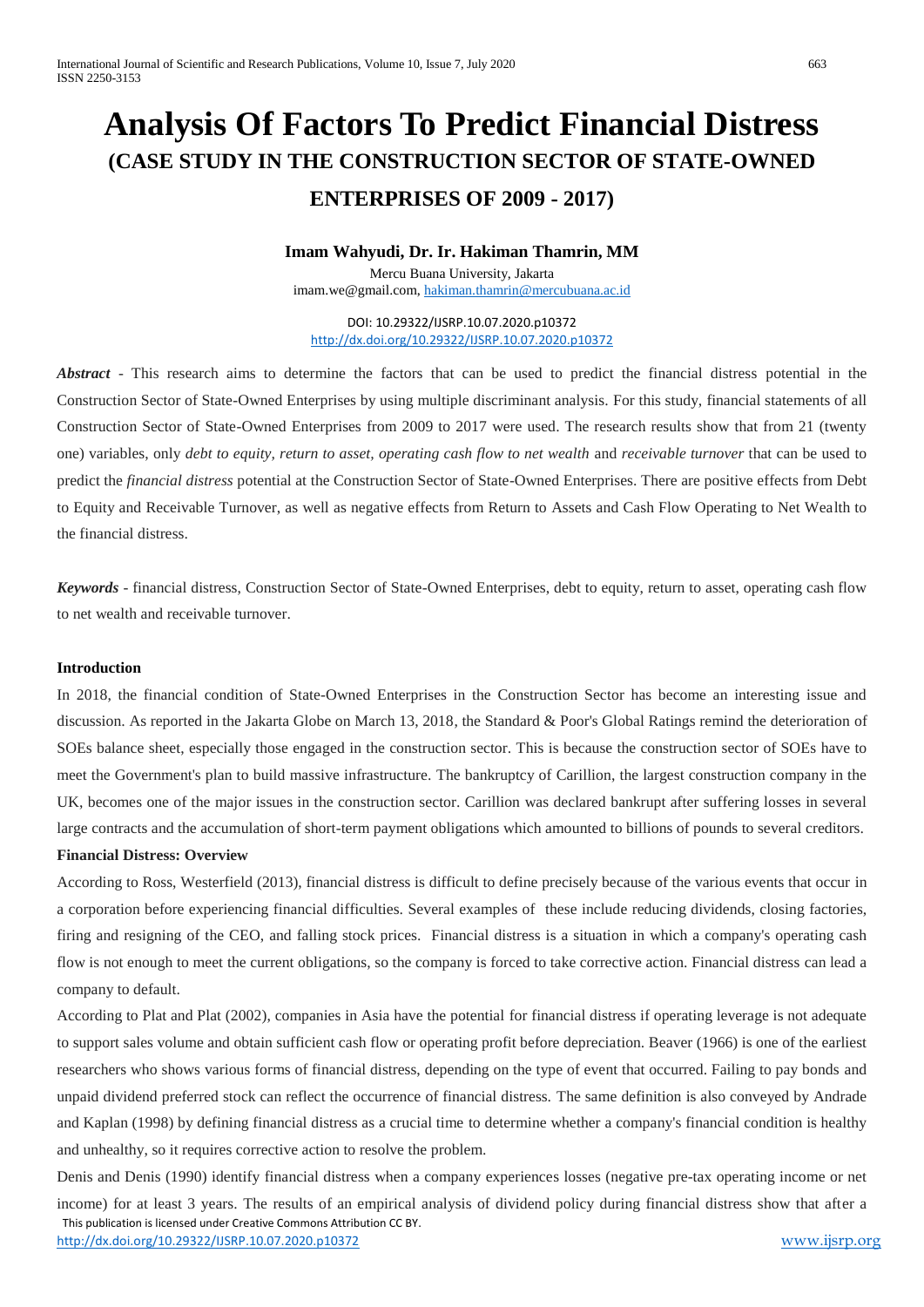# Analysis Of Factors To Predict Financial Distress

## (CASE STUDY IN THE CONSTRUCTION SECTOR OF STATE-OWNED ENTERPRISES OF 2009 - 2017)

**Imam Wahyudi, Dr. Ir. Hakiman Thamrin, MM**

Mercu Buana University, Jakarta
imam.we@gmail.com, hakiman.thamrin@mercubuana.ac.id

DOI: 10.29322/IJSRP.10.07.2020.p10372
http://dx.doi.org/10.29322/IJSRP.10.07.2020.p10372

***Abstract*** - This research aims to determine the factors that can be used to predict the financial distress potential in the Construction Sector of State-Owned Enterprises by using multiple discriminant analysis. For this study, financial statements of all Construction Sector of State-Owned Enterprises from 2009 to 2017 were used. The research results show that from 21 (twenty one) variables, only *debt to equity, return to asset, operating cash flow to net wealth* and *receivable turnover* that can be used to predict the *financial distress* potential at the Construction Sector of State-Owned Enterprises. There are positive effects from Debt to Equity and Receivable Turnover, as well as negative effects from Return to Assets and Cash Flow Operating to Net Wealth to the financial distress.

***Keywords*** - financial distress, Construction Sector of State-Owned Enterprises, debt to equity, return to asset, operating cash flow to net wealth and receivable turnover.

**Introduction**

In 2018, the financial condition of State-Owned Enterprises in the Construction Sector has become an interesting issue and discussion. As reported in the Jakarta Globe on March 13, 2018, the Standard & Poor's Global Ratings remind the deterioration of SOEs balance sheet, especially those engaged in the construction sector. This is because the construction sector of SOEs have to meet the Government's plan to build massive infrastructure. The bankruptcy of Carillion, the largest construction company in the UK, becomes one of the major issues in the construction sector. Carillion was declared bankrupt after suffering losses in several large contracts and the accumulation of short-term payment obligations which amounted to billions of pounds to several creditors.

**Financial Distress: Overview**

According to Ross, Westerfield (2013), financial distress is difficult to define precisely because of the various events that occur in a corporation before experiencing financial difficulties. Several examples of these include reducing dividends, closing factories, firing and resigning of the CEO, and falling stock prices. Financial distress is a situation in which a company's operating cash flow is not enough to meet the current obligations, so the company is forced to take corrective action. Financial distress can lead a company to default.

According to Plat and Plat (2002), companies in Asia have the potential for financial distress if operating leverage is not adequate to support sales volume and obtain sufficient cash flow or operating profit before depreciation. Beaver (1966) is one of the earliest researchers who shows various forms of financial distress, depending on the type of event that occurred. Failing to pay bonds and unpaid dividend preferred stock can reflect the occurrence of financial distress. The same definition is also conveyed by Andrade and Kaplan (1998) by defining financial distress as a crucial time to determine whether a company's financial condition is healthy and unhealthy, so it requires corrective action to resolve the problem.

Denis and Denis (1990) identify financial distress when a company experiences losses (negative pre-tax operating income or net income) for at least 3 years. The results of an empirical analysis of dividend policy during financial distress show that after a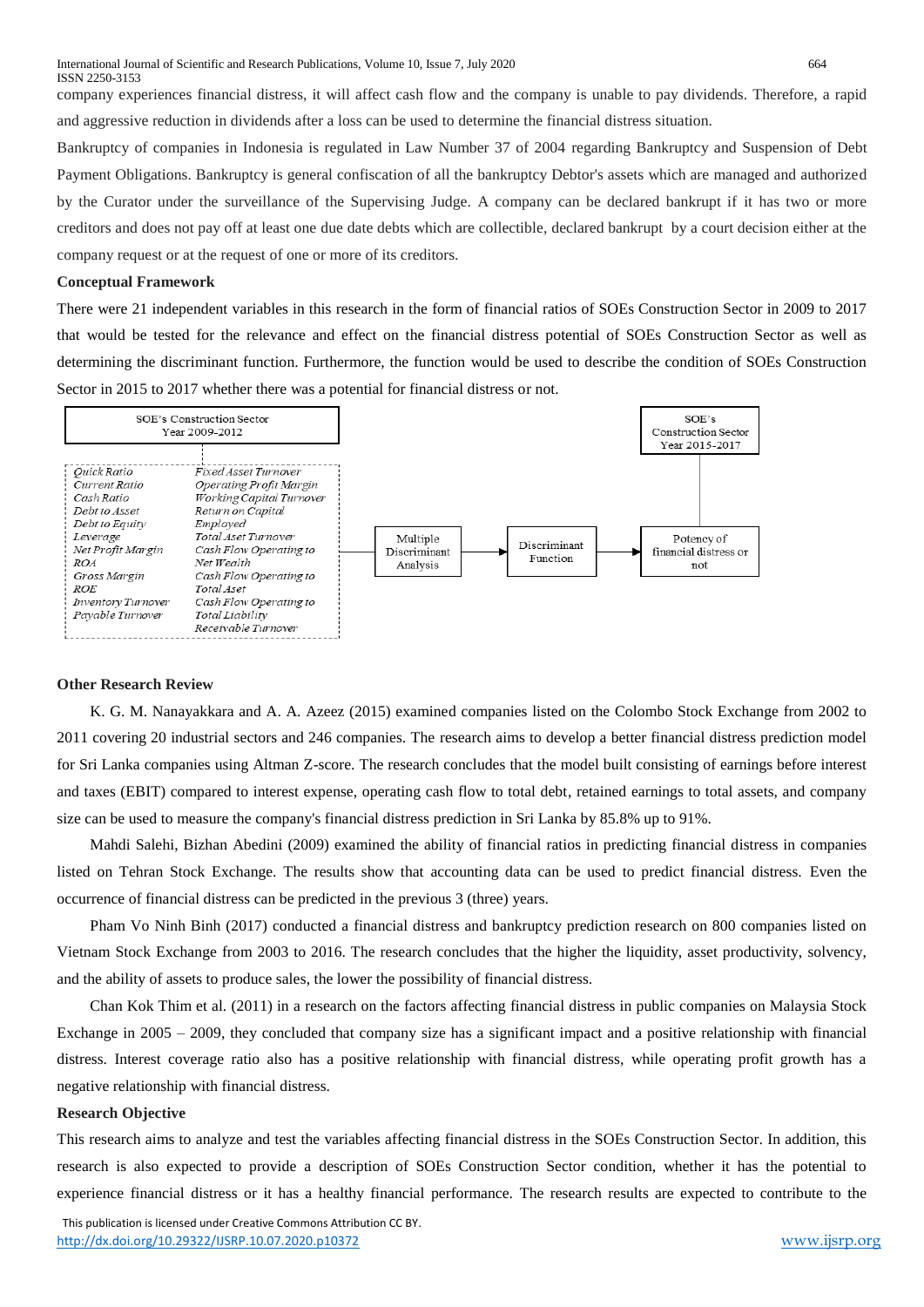company experiences financial distress, it will affect cash flow and the company is unable to pay dividends. Therefore, a rapid and aggressive reduction in dividends after a loss can be used to determine the financial distress situation.

Bankruptcy of companies in Indonesia is regulated in Law Number 37 of 2004 regarding Bankruptcy and Suspension of Debt Payment Obligations. Bankruptcy is general confiscation of all the bankruptcy Debtor's assets which are managed and authorized by the Curator under the surveillance of the Supervising Judge. A company can be declared bankrupt if it has two or more creditors and does not pay off at least one due date debts which are collectible, declared bankrupt by a court decision either at the company request or at the request of one or more of its creditors.

**Conceptual Framework**

There were 21 independent variables in this research in the form of financial ratios of SOEs Construction Sector in 2009 to 2017 that would be tested for the relevance and effect on the financial distress potential of SOEs Construction Sector as well as determining the discriminant function. Furthermore, the function would be used to describe the condition of SOEs Construction Sector in 2015 to 2017 whether there was a potential for financial distress or not.

SOE's Construction Sector Year 2009-2012

*Quick Ratio*, *Current Ratio*, *Cash Ratio*, *Debt to Asset*, *Debt to Equity*, *Leverage*, *Net Profit Margin*, *ROA*, *Gross Margin*, *ROE*, *Inventory Turnover*, *Payable Turnover*, *Fixed Asset Turnover*, *Operating Profit Margin*, *Working Capital Turnover*, *Return on Capital Employed*, *Total Asset Turnover*, *Cash Flow Operating to Net Wealth*, *Cash Flow Operating to Total Aset*, *Cash Flow Operating to Total Liability*, *Receivable Turnover*

→ Multiple Discriminant Analysis → Discriminant Function → Potency of financial distress or not ← SOE's Construction Sector Year 2015-2017

**Other Research Review**

K. G. M. Nanayakkara and A. A. Azeez (2015) examined companies listed on the Colombo Stock Exchange from 2002 to 2011 covering 20 industrial sectors and 246 companies. The research aims to develop a better financial distress prediction model for Sri Lanka companies using Altman Z-score. The research concludes that the model built consisting of earnings before interest and taxes (EBIT) compared to interest expense, operating cash flow to total debt, retained earnings to total assets, and company size can be used to measure the company's financial distress prediction in Sri Lanka by 85.8% up to 91%.

Mahdi Salehi, Bizhan Abedini (2009) examined the ability of financial ratios in predicting financial distress in companies listed on Tehran Stock Exchange. The results show that accounting data can be used to predict financial distress. Even the occurrence of financial distress can be predicted in the previous 3 (three) years.

Pham Vo Ninh Binh (2017) conducted a financial distress and bankruptcy prediction research on 800 companies listed on Vietnam Stock Exchange from 2003 to 2016. The research concludes that the higher the liquidity, asset productivity, solvency, and the ability of assets to produce sales, the lower the possibility of financial distress.

Chan Kok Thim et al. (2011) in a research on the factors affecting financial distress in public companies on Malaysia Stock Exchange in 2005 – 2009, they concluded that company size has a significant impact and a positive relationship with financial distress. Interest coverage ratio also has a positive relationship with financial distress, while operating profit growth has a negative relationship with financial distress.

**Research Objective**

This research aims to analyze and test the variables affecting financial distress in the SOEs Construction Sector. In addition, this research is also expected to provide a description of SOEs Construction Sector condition, whether it has the potential to experience financial distress or it has a healthy financial performance. The research results are expected to contribute to the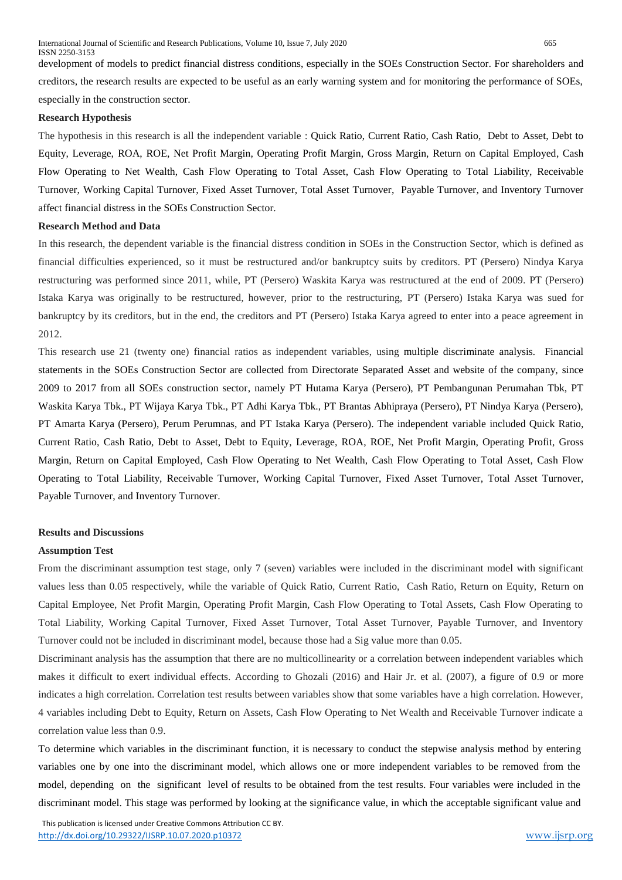development of models to predict financial distress conditions, especially in the SOEs Construction Sector. For shareholders and creditors, the research results are expected to be useful as an early warning system and for monitoring the performance of SOEs, especially in the construction sector.

**Research Hypothesis**

The hypothesis in this research is all the independent variable : Quick Ratio, Current Ratio, Cash Ratio, Debt to Asset, Debt to Equity, Leverage, ROA, ROE, Net Profit Margin, Operating Profit Margin, Gross Margin, Return on Capital Employed, Cash Flow Operating to Net Wealth, Cash Flow Operating to Total Asset, Cash Flow Operating to Total Liability, Receivable Turnover, Working Capital Turnover, Fixed Asset Turnover, Total Asset Turnover, Payable Turnover, and Inventory Turnover affect financial distress in the SOEs Construction Sector.

**Research Method and Data**

In this research, the dependent variable is the financial distress condition in SOEs in the Construction Sector, which is defined as financial difficulties experienced, so it must be restructured and/or bankruptcy suits by creditors. PT (Persero) Nindya Karya restructuring was performed since 2011, while, PT (Persero) Waskita Karya was restructured at the end of 2009. PT (Persero) Istaka Karya was originally to be restructured, however, prior to the restructuring, PT (Persero) Istaka Karya was sued for bankruptcy by its creditors, but in the end, the creditors and PT (Persero) Istaka Karya agreed to enter into a peace agreement in 2012.

This research use 21 (twenty one) financial ratios as independent variables, using multiple discriminate analysis. Financial statements in the SOEs Construction Sector are collected from Directorate Separated Asset and website of the company, since 2009 to 2017 from all SOEs construction sector, namely PT Hutama Karya (Persero), PT Pembangunan Perumahan Tbk, PT Waskita Karya Tbk., PT Wijaya Karya Tbk., PT Adhi Karya Tbk., PT Brantas Abhipraya (Persero), PT Nindya Karya (Persero), PT Amarta Karya (Persero), Perum Perumnas, and PT Istaka Karya (Persero). The independent variable included Quick Ratio, Current Ratio, Cash Ratio, Debt to Asset, Debt to Equity, Leverage, ROA, ROE, Net Profit Margin, Operating Profit, Gross Margin, Return on Capital Employed, Cash Flow Operating to Net Wealth, Cash Flow Operating to Total Asset, Cash Flow Operating to Total Liability, Receivable Turnover, Working Capital Turnover, Fixed Asset Turnover, Total Asset Turnover, Payable Turnover, and Inventory Turnover.

**Results and Discussions**

**Assumption Test**

From the discriminant assumption test stage, only 7 (seven) variables were included in the discriminant model with significant values less than 0.05 respectively, while the variable of Quick Ratio, Current Ratio, Cash Ratio, Return on Equity, Return on Capital Employee, Net Profit Margin, Operating Profit Margin, Cash Flow Operating to Total Assets, Cash Flow Operating to Total Liability, Working Capital Turnover, Fixed Asset Turnover, Total Asset Turnover, Payable Turnover, and Inventory Turnover could not be included in discriminant model, because those had a Sig value more than 0.05.

Discriminant analysis has the assumption that there are no multicollinearity or a correlation between independent variables which makes it difficult to exert individual effects. According to Ghozali (2016) and Hair Jr. et al. (2007), a figure of 0.9 or more indicates a high correlation. Correlation test results between variables show that some variables have a high correlation. However, 4 variables including Debt to Equity, Return on Assets, Cash Flow Operating to Net Wealth and Receivable Turnover indicate a correlation value less than 0.9.

To determine which variables in the discriminant function, it is necessary to conduct the stepwise analysis method by entering variables one by one into the discriminant model, which allows one or more independent variables to be removed from the model, depending on the significant level of results to be obtained from the test results. Four variables were included in the discriminant model. This stage was performed by looking at the significance value, in which the acceptable significant value and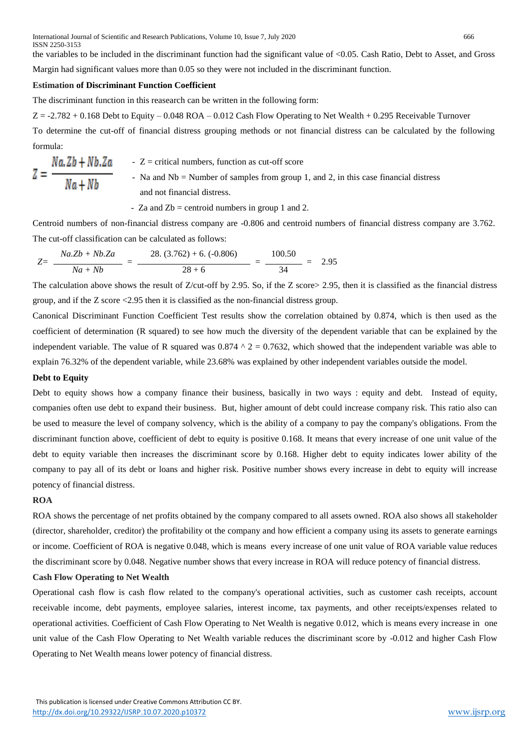the variables to be included in the discriminant function had the significant value of <0.05. Cash Ratio, Debt to Asset, and Gross Margin had significant values more than 0.05 so they were not included in the discriminant function.

**Estimation of Discriminant Function Coefficient**

The discriminant function in this reasearch can be written in the following form:

Z = -2.782 + 0.168 Debt to Equity – 0.048 ROA – 0.012 Cash Flow Operating to Net Wealth + 0.295 Receivable Turnover

To determine the cut-off of financial distress grouping methods or not financial distress can be calculated by the following formula:

$$Z = \frac{Na.Zb + Nb.Za}{Na + Nb}$$

- Z = critical numbers, function as cut-off score
- Na and Nb = Number of samples from group 1, and 2, in this case financial distress and not financial distress.
- Za and Zb = centroid numbers in group 1 and 2.

Centroid numbers of non-financial distress company are -0.806 and centroid numbers of financial distress company are 3.762. The cut-off classification can be calculated as follows:

$$Z = \frac{Na.Zb + Nb.Za}{Na + Nb} = \frac{28.\,(3.762) + 6.\,(-0.806)}{28 + 6} = \frac{100.50}{34} = 2.95$$

The calculation above shows the result of Z/cut-off by 2.95. So, if the Z score> 2.95, then it is classified as the financial distress group, and if the Z score <2.95 then it is classified as the non-financial distress group.

Canonical Discriminant Function Coefficient Test results show the correlation obtained by 0.874, which is then used as the coefficient of determination (R squared) to see how much the diversity of the dependent variable that can be explained by the independent variable. The value of R squared was $0.874 ^\wedge 2 = 0.7632$, which showed that the independent variable was able to explain 76.32% of the dependent variable, while 23.68% was explained by other independent variables outside the model.

**Debt to Equity**

Debt to equity shows how a company finance their business, basically in two ways : equity and debt. Instead of equity, companies often use debt to expand their business. But, higher amount of debt could increase company risk. This ratio also can be used to measure the level of company solvency, which is the ability of a company to pay the company's obligations. From the discriminant function above, coefficient of debt to equity is positive 0.168. It means that every increase of one unit value of the debt to equity variable then increases the discriminant score by 0.168. Higher debt to equity indicates lower ability of the company to pay all of its debt or loans and higher risk. Positive number shows every increase in debt to equity will increase potency of financial distress.

**ROA**

ROA shows the percentage of net profits obtained by the company compared to all assets owned. ROA also shows all stakeholder (director, shareholder, creditor) the profitability ot the company and how efficient a company using its assets to generate earnings or income. Coefficient of ROA is negative 0.048, which is means every increase of one unit value of ROA variable value reduces the discriminant score by 0.048. Negative number shows that every increase in ROA will reduce potency of financial distress.

**Cash Flow Operating to Net Wealth**

Operational cash flow is cash flow related to the company's operational activities, such as customer cash receipts, account receivable income, debt payments, employee salaries, interest income, tax payments, and other receipts/expenses related to operational activities. Coefficient of Cash Flow Operating to Net Wealth is negative 0.012, which is means every increase in one unit value of the Cash Flow Operating to Net Wealth variable reduces the discriminant score by -0.012 and higher Cash Flow Operating to Net Wealth means lower potency of financial distress.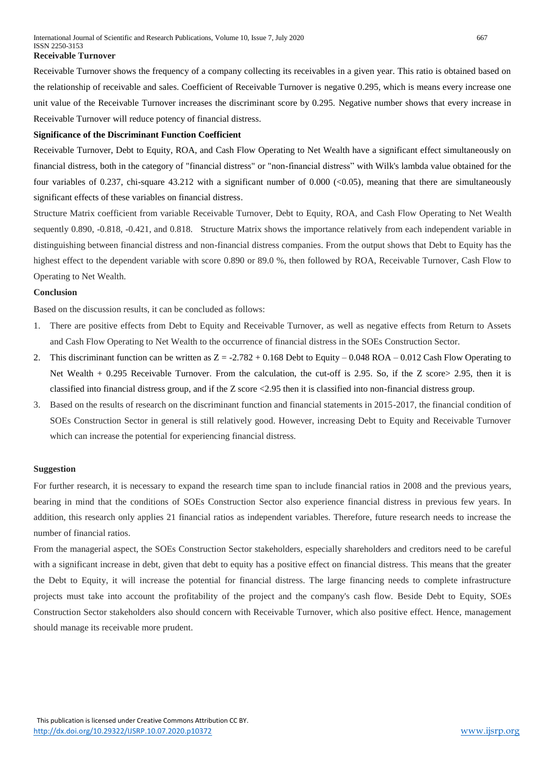**Receivable Turnover**

Receivable Turnover shows the frequency of a company collecting its receivables in a given year. This ratio is obtained based on the relationship of receivable and sales. Coefficient of Receivable Turnover is negative 0.295, which is means every increase one unit value of the Receivable Turnover increases the discriminant score by 0.295. Negative number shows that every increase in Receivable Turnover will reduce potency of financial distress.

**Significance of the Discriminant Function Coefficient**

Receivable Turnover, Debt to Equity, ROA, and Cash Flow Operating to Net Wealth have a significant effect simultaneously on financial distress, both in the category of "financial distress" or "non-financial distress" with Wilk's lambda value obtained for the four variables of 0.237, chi-square 43.212 with a significant number of 0.000 (<0.05), meaning that there are simultaneously significant effects of these variables on financial distress.

Structure Matrix coefficient from variable Receivable Turnover, Debt to Equity, ROA, and Cash Flow Operating to Net Wealth sequently 0.890, -0.818, -0.421, and 0.818. Structure Matrix shows the importance relatively from each independent variable in distinguishing between financial distress and non-financial distress companies. From the output shows that Debt to Equity has the highest effect to the dependent variable with score 0.890 or 89.0 %, then followed by ROA, Receivable Turnover, Cash Flow to Operating to Net Wealth.

**Conclusion**

Based on the discussion results, it can be concluded as follows:

1. There are positive effects from Debt to Equity and Receivable Turnover, as well as negative effects from Return to Assets and Cash Flow Operating to Net Wealth to the occurrence of financial distress in the SOEs Construction Sector.
2. This discriminant function can be written as Z = -2.782 + 0.168 Debt to Equity – 0.048 ROA – 0.012 Cash Flow Operating to Net Wealth + 0.295 Receivable Turnover. From the calculation, the cut-off is 2.95. So, if the Z score> 2.95, then it is classified into financial distress group, and if the Z score <2.95 then it is classified into non-financial distress group.
3. Based on the results of research on the discriminant function and financial statements in 2015-2017, the financial condition of SOEs Construction Sector in general is still relatively good. However, increasing Debt to Equity and Receivable Turnover which can increase the potential for experiencing financial distress.

**Suggestion**

For further research, it is necessary to expand the research time span to include financial ratios in 2008 and the previous years, bearing in mind that the conditions of SOEs Construction Sector also experience financial distress in previous few years. In addition, this research only applies 21 financial ratios as independent variables. Therefore, future research needs to increase the number of financial ratios.

From the managerial aspect, the SOEs Construction Sector stakeholders, especially shareholders and creditors need to be careful with a significant increase in debt, given that debt to equity has a positive effect on financial distress. This means that the greater the Debt to Equity, it will increase the potential for financial distress. The large financing needs to complete infrastructure projects must take into account the profitability of the project and the company's cash flow. Beside Debt to Equity, SOEs Construction Sector stakeholders also should concern with Receivable Turnover, which also positive effect. Hence, management should manage its receivable more prudent.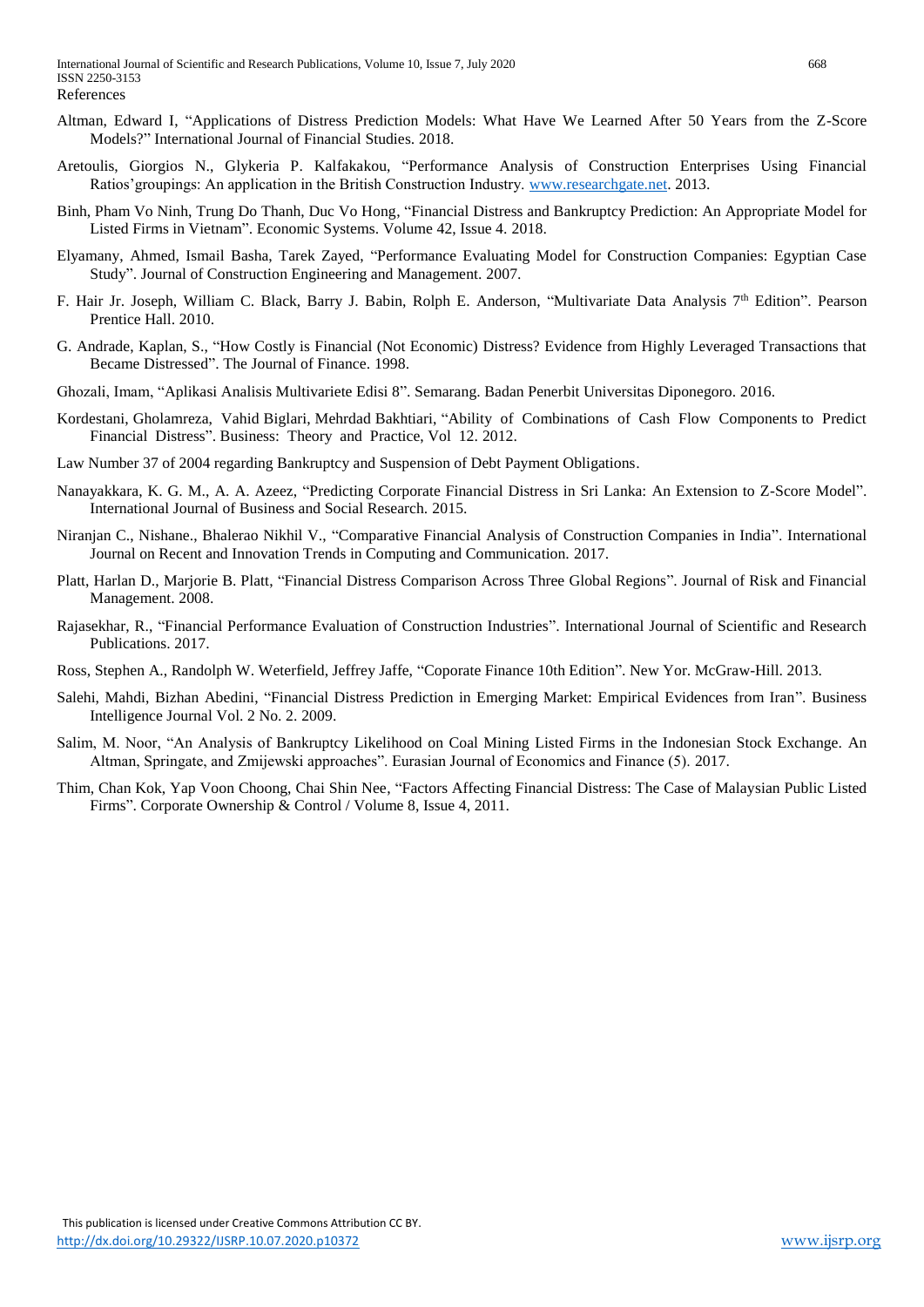References

Altman, Edward I, "Applications of Distress Prediction Models: What Have We Learned After 50 Years from the Z-Score Models?" International Journal of Financial Studies. 2018.

Aretoulis, Giorgios N., Glykeria P. Kalfakakou, "Performance Analysis of Construction Enterprises Using Financial Ratios'groupings: An application in the British Construction Industry. www.researchgate.net. 2013.

Binh, Pham Vo Ninh, Trung Do Thanh, Duc Vo Hong, "Financial Distress and Bankruptcy Prediction: An Appropriate Model for Listed Firms in Vietnam". Economic Systems. Volume 42, Issue 4. 2018.

Elyamany, Ahmed, Ismail Basha, Tarek Zayed, "Performance Evaluating Model for Construction Companies: Egyptian Case Study". Journal of Construction Engineering and Management. 2007.

F. Hair Jr. Joseph, William C. Black, Barry J. Babin, Rolph E. Anderson, "Multivariate Data Analysis 7th Edition". Pearson Prentice Hall. 2010.

G. Andrade, Kaplan, S., "How Costly is Financial (Not Economic) Distress? Evidence from Highly Leveraged Transactions that Became Distressed". The Journal of Finance. 1998.

Ghozali, Imam, "Aplikasi Analisis Multivariete Edisi 8". Semarang. Badan Penerbit Universitas Diponegoro. 2016.

Kordestani, Gholamreza, Vahid Biglari, Mehrdad Bakhtiari, "Ability of Combinations of Cash Flow Components to Predict Financial Distress". Business: Theory and Practice, Vol 12. 2012.

Law Number 37 of 2004 regarding Bankruptcy and Suspension of Debt Payment Obligations.

Nanayakkara, K. G. M., A. A. Azeez, "Predicting Corporate Financial Distress in Sri Lanka: An Extension to Z-Score Model". International Journal of Business and Social Research. 2015.

Niranjan C., Nishane., Bhalerao Nikhil V., "Comparative Financial Analysis of Construction Companies in India". International Journal on Recent and Innovation Trends in Computing and Communication. 2017.

Platt, Harlan D., Marjorie B. Platt, "Financial Distress Comparison Across Three Global Regions". Journal of Risk and Financial Management. 2008.

Rajasekhar, R., "Financial Performance Evaluation of Construction Industries". International Journal of Scientific and Research Publications. 2017.

Ross, Stephen A., Randolph W. Weterfield, Jeffrey Jaffe, "Coporate Finance 10th Edition". New Yor. McGraw-Hill. 2013.

Salehi, Mahdi, Bizhan Abedini, "Financial Distress Prediction in Emerging Market: Empirical Evidences from Iran". Business Intelligence Journal Vol. 2 No. 2. 2009.

Salim, M. Noor, "An Analysis of Bankruptcy Likelihood on Coal Mining Listed Firms in the Indonesian Stock Exchange. An Altman, Springate, and Zmijewski approaches". Eurasian Journal of Economics and Finance (5). 2017.

Thim, Chan Kok, Yap Voon Choong, Chai Shin Nee, "Factors Affecting Financial Distress: The Case of Malaysian Public Listed Firms". Corporate Ownership & Control / Volume 8, Issue 4, 2011.